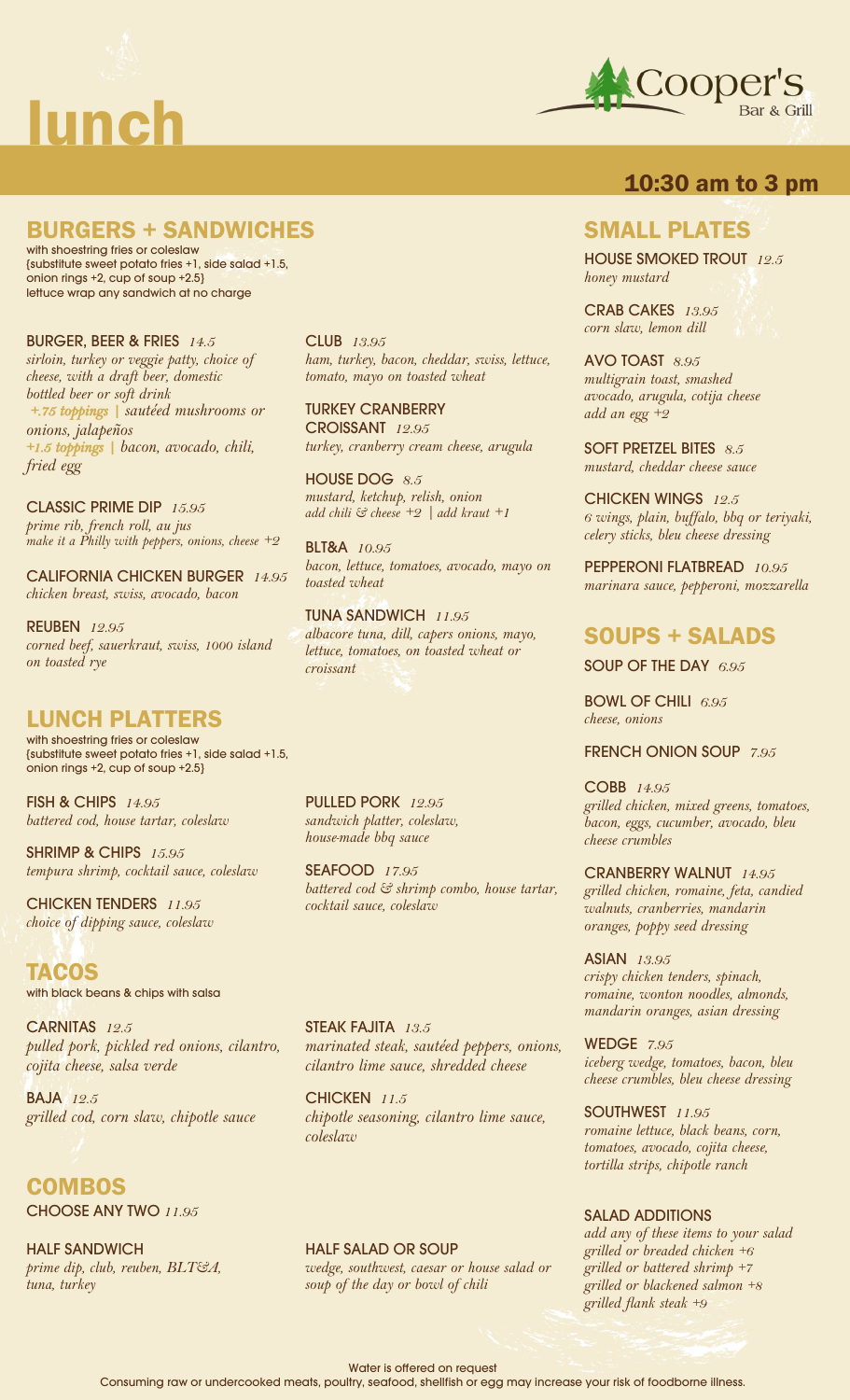# lunch

Cooper's Bar & Grill

**10:30 am to 3 pm**

## BURGERS + SANDWICHES

with shoestring fries or coleslaw
{substitute sweet potato fries +1, side salad +1.5, onion rings +2, cup of soup +2.5}
lettuce wrap any sandwich at no charge

**BURGER, BEER & FRIES** *14.5*
*sirloin, turkey or veggie patty, choice of cheese, with a draft beer, domestic bottled beer or soft drink*
*+.75 toppings | sautéed mushrooms or onions, jalapeños*
*+1.5 toppings | bacon, avocado, chili, fried egg*

**CLASSIC PRIME DIP** *15.95*
*prime rib, french roll, au jus*
*make it a Philly with peppers, onions, cheese +2*

**CALIFORNIA CHICKEN BURGER** *14.95*
*chicken breast, swiss, avocado, bacon*

**REUBEN** *12.95*
*corned beef, sauerkraut, swiss, 1000 island on toasted rye*

**CLUB** *13.95*
*ham, turkey, bacon, cheddar, swiss, lettuce, tomato, mayo on toasted wheat*

**TURKEY CRANBERRY CROISSANT** *12.95*
*turkey, cranberry cream cheese, arugula*

**HOUSE DOG** *8.5*
*mustard, ketchup, relish, onion*
*add chili & cheese +2 | add kraut +1*

**BLT&A** *10.95*
*bacon, lettuce, tomatoes, avocado, mayo on toasted wheat*

**TUNA SANDWICH** *11.95*
*albacore tuna, dill, capers onions, mayo, lettuce, tomatoes, on toasted wheat or croissant*

## LUNCH PLATTERS

with shoestring fries or coleslaw
{substitute sweet potato fries +1, side salad +1.5, onion rings +2, cup of soup +2.5}

**FISH & CHIPS** *14.95*
*battered cod, house tartar, coleslaw*

**SHRIMP & CHIPS** *15.95*
*tempura shrimp, cocktail sauce, coleslaw*

**CHICKEN TENDERS** *11.95*
*choice of dipping sauce, coleslaw*

**PULLED PORK** *12.95*
*sandwich platter, coleslaw, house-made bbq sauce*

**SEAFOOD** *17.95*
*battered cod & shrimp combo, house tartar, cocktail sauce, coleslaw*

## TACOS

with black beans & chips with salsa

**CARNITAS** *12.5*
*pulled pork, pickled red onions, cilantro, cojita cheese, salsa verde*

**BAJA** *12.5*
*grilled cod, corn slaw, chipotle sauce*

**STEAK FAJITA** *13.5*
*marinated steak, sautéed peppers, onions, cilantro lime sauce, shredded cheese*

**CHICKEN** *11.5*
*chipotle seasoning, cilantro lime sauce, coleslaw*

## COMBOS

**CHOOSE ANY TWO** *11.95*

**HALF SANDWICH**
*prime dip, club, reuben, BLT&A, tuna, turkey*

**HALF SALAD OR SOUP**
*wedge, southwest, caesar or house salad or soup of the day or bowl of chili*

## SMALL PLATES

**HOUSE SMOKED TROUT** *12.5*
*honey mustard*

**CRAB CAKES** *13.95*
*corn slaw, lemon dill*

**AVO TOAST** *8.95*
*multigrain toast, smashed avocado, arugula, cotija cheese*
*add an egg +2*

**SOFT PRETZEL BITES** *8.5*
*mustard, cheddar cheese sauce*

**CHICKEN WINGS** *12.5*
*6 wings, plain, buffalo, bbq or teriyaki, celery sticks, bleu cheese dressing*

**PEPPERONI FLATBREAD** *10.95*
*marinara sauce, pepperoni, mozzarella*

## SOUPS + SALADS

**SOUP OF THE DAY** *6.95*

**BOWL OF CHILI** *6.95*
*cheese, onions*

**FRENCH ONION SOUP** *7.95*

**COBB** *14.95*
*grilled chicken, mixed greens, tomatoes, bacon, eggs, cucumber, avocado, bleu cheese crumbles*

**CRANBERRY WALNUT** *14.95*
*grilled chicken, romaine, feta, candied walnuts, cranberries, mandarin oranges, poppy seed dressing*

**ASIAN** *13.95*
*crispy chicken tenders, spinach, romaine, wonton noodles, almonds, mandarin oranges, asian dressing*

**WEDGE** *7.95*
*iceberg wedge, tomatoes, bacon, bleu cheese crumbles, bleu cheese dressing*

**SOUTHWEST** *11.95*
*romaine lettuce, black beans, corn, tomatoes, avocado, cojita cheese, tortilla strips, chipotle ranch*

**SALAD ADDITIONS**
*add any of these items to your salad*
*grilled or breaded chicken +6*
*grilled or battered shrimp +7*
*grilled or blackened salmon +8*
*grilled flank steak +9*

Water is offered on request
Consuming raw or undercooked meats, poultry, seafood, shellfish or egg may increase your risk of foodborne illness.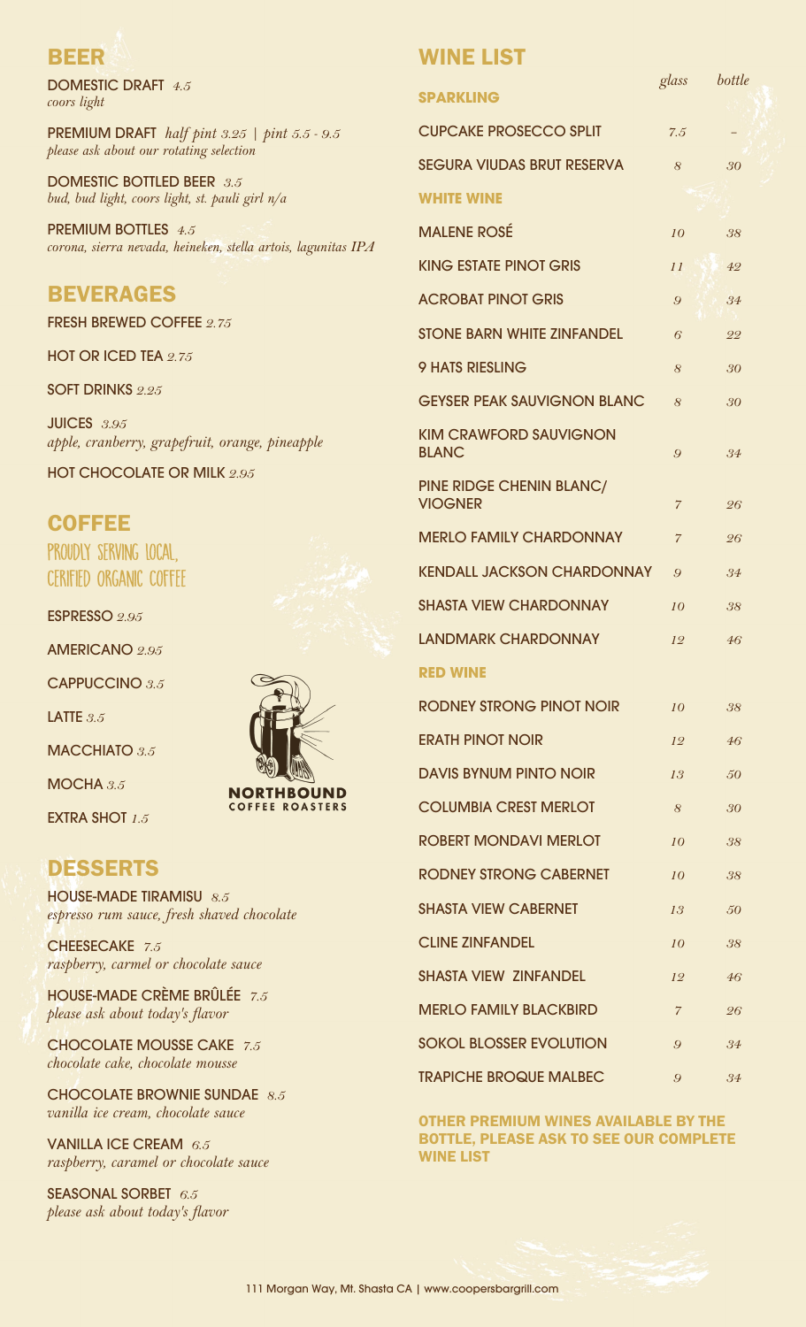## BEER

**DOMESTIC DRAFT** *4.5*
*coors light*

**PREMIUM DRAFT** *half pint 3.25 | pint 5.5 - 9.5*
*please ask about our rotating selection*

**DOMESTIC BOTTLED BEER** *3.5*
*bud, bud light, coors light, st. pauli girl n/a*

**PREMIUM BOTTLES** *4.5*
*corona, sierra nevada, heineken, stella artois, lagunitas IPA*

## BEVERAGES

**FRESH BREWED COFFEE** *2.75*

**HOT OR ICED TEA** *2.75*

**SOFT DRINKS** *2.25*

**JUICES** *3.95*
*apple, cranberry, grapefruit, orange, pineapple*

**HOT CHOCOLATE OR MILK** *2.95*

## COFFEE

PROUDLY SERVING LOCAL, CERIFIED ORGANIC COFFEE

**ESPRESSO** *2.95*

**AMERICANO** *2.95*

**CAPPUCCINO** *3.5*

**LATTE** *3.5*

**MACCHIATO** *3.5*

**MOCHA** *3.5*

**EXTRA SHOT** *1.5*

NORTHBOUND COFFEE ROASTERS

## DESSERTS

**HOUSE-MADE TIRAMISU** *8.5*
*espresso rum sauce, fresh shaved chocolate*

**CHEESECAKE** *7.5*
*raspberry, carmel or chocolate sauce*

**HOUSE-MADE CRÈME BRÛLÉE** *7.5*
*please ask about today's flavor*

**CHOCOLATE MOUSSE CAKE** *7.5*
*chocolate cake, chocolate mousse*

**CHOCOLATE BROWNIE SUNDAE** *8.5*
*vanilla ice cream, chocolate sauce*

**VANILLA ICE CREAM** *6.5*
*raspberry, caramel or chocolate sauce*

**SEASONAL SORBET** *6.5*
*please ask about today's flavor*

## WINE LIST

| | glass | bottle |
|---|---|---|
| **SPARKLING** | | |
| CUPCAKE PROSECCO SPLIT | 7.5 | – |
| SEGURA VIUDAS BRUT RESERVA | 8 | 30 |
| **WHITE WINE** | | |
| MALENE ROSÉ | 10 | 38 |
| KING ESTATE PINOT GRIS | 11 | 42 |
| ACROBAT PINOT GRIS | 9 | 34 |
| STONE BARN WHITE ZINFANDEL | 6 | 22 |
| 9 HATS RIESLING | 8 | 30 |
| GEYSER PEAK SAUVIGNON BLANC | 8 | 30 |
| KIM CRAWFORD SAUVIGNON BLANC | 9 | 34 |
| PINE RIDGE CHENIN BLANC/ VIOGNER | 7 | 26 |
| MERLO FAMILY CHARDONNAY | 7 | 26 |
| KENDALL JACKSON CHARDONNAY | 9 | 34 |
| SHASTA VIEW CHARDONNAY | 10 | 38 |
| LANDMARK CHARDONNAY | 12 | 46 |
| **RED WINE** | | |
| RODNEY STRONG PINOT NOIR | 10 | 38 |
| ERATH PINOT NOIR | 12 | 46 |
| DAVIS BYNUM PINTO NOIR | 13 | 50 |
| COLUMBIA CREST MERLOT | 8 | 30 |
| ROBERT MONDAVI MERLOT | 10 | 38 |
| RODNEY STRONG CABERNET | 10 | 38 |
| SHASTA VIEW CABERNET | 13 | 50 |
| CLINE ZINFANDEL | 10 | 38 |
| SHASTA VIEW ZINFANDEL | 12 | 46 |
| MERLO FAMILY BLACKBIRD | 7 | 26 |
| SOKOL BLOSSER EVOLUTION | 9 | 34 |
| TRAPICHE BROQUE MALBEC | 9 | 34 |

**OTHER PREMIUM WINES AVAILABLE BY THE BOTTLE, PLEASE ASK TO SEE OUR COMPLETE WINE LIST**

111 Morgan Way, Mt. Shasta CA | www.coopersbargrill.com